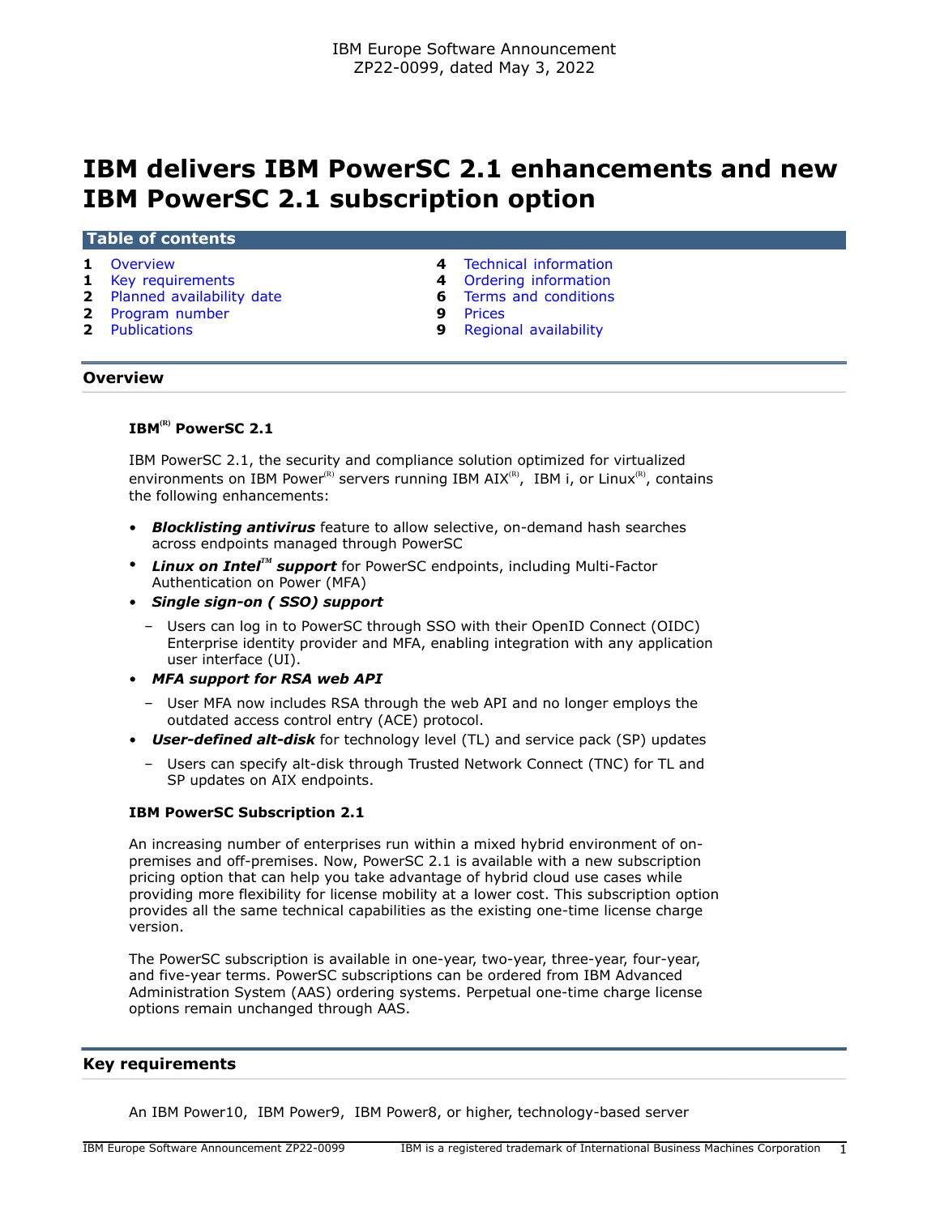IBM Europe Software Announcement
ZP22-0099, dated May 3, 2022

# IBM delivers IBM PowerSC 2.1 enhancements and new IBM PowerSC 2.1 subscription option

## Table of contents

| | | | |
|---|---|---|---|
| 1 | Overview | 4 | Technical information |
| 1 | Key requirements | 4 | Ordering information |
| 2 | Planned availability date | 6 | Terms and conditions |
| 2 | Program number | 9 | Prices |
| 2 | Publications | 9 | Regional availability |

## Overview

### IBM(R) PowerSC 2.1

IBM PowerSC 2.1, the security and compliance solution optimized for virtualized environments on IBM Power(R) servers running IBM AIX(R), IBM i, or Linux(R), contains the following enhancements:

- ***Blocklisting antivirus*** feature to allow selective, on-demand hash searches across endpoints managed through PowerSC
- ***Linux on Intel™ support*** for PowerSC endpoints, including Multi-Factor Authentication on Power (MFA)
- ***Single sign-on ( SSO) support***
  - Users can log in to PowerSC through SSO with their OpenID Connect (OIDC) Enterprise identity provider and MFA, enabling integration with any application user interface (UI).
- ***MFA support for RSA web API***
  - User MFA now includes RSA through the web API and no longer employs the outdated access control entry (ACE) protocol.
- ***User-defined alt-disk*** for technology level (TL) and service pack (SP) updates
  - Users can specify alt-disk through Trusted Network Connect (TNC) for TL and SP updates on AIX endpoints.

### IBM PowerSC Subscription 2.1

An increasing number of enterprises run within a mixed hybrid environment of on-premises and off-premises. Now, PowerSC 2.1 is available with a new subscription pricing option that can help you take advantage of hybrid cloud use cases while providing more flexibility for license mobility at a lower cost. This subscription option provides all the same technical capabilities as the existing one-time license charge version.

The PowerSC subscription is available in one-year, two-year, three-year, four-year, and five-year terms. PowerSC subscriptions can be ordered from IBM Advanced Administration System (AAS) ordering systems. Perpetual one-time charge license options remain unchanged through AAS.

## Key requirements

An IBM Power10, IBM Power9, IBM Power8, or higher, technology-based server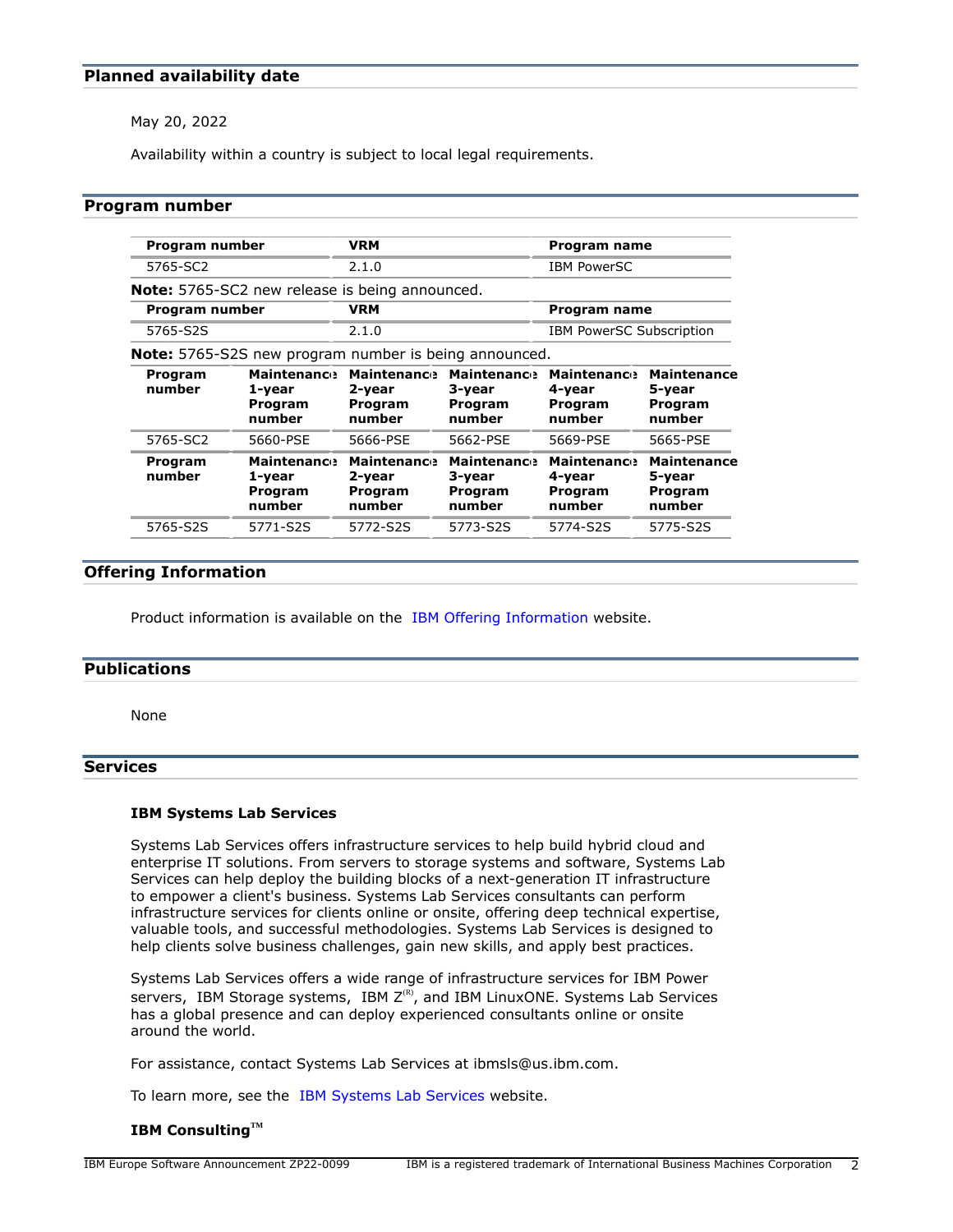## Planned availability date

May 20, 2022

Availability within a country is subject to local legal requirements.

## Program number

| Program number | VRM | Program name |
|---|---|---|
| 5765-SC2 | 2.1.0 | IBM PowerSC |

**Note:** 5765-SC2 new release is being announced.

| Program number | VRM | Program name |
|---|---|---|
| 5765-S2S | 2.1.0 | IBM PowerSC Subscription |

**Note:** 5765-S2S new program number is being announced.

| Program number | Maintenance 1-year Program number | Maintenance 2-year Program number | Maintenance 3-year Program number | Maintenance 4-year Program number | Maintenance 5-year Program number |
|---|---|---|---|---|---|
| 5765-SC2 | 5660-PSE | 5666-PSE | 5662-PSE | 5669-PSE | 5665-PSE |

| Program number | Maintenance 1-year Program number | Maintenance 2-year Program number | Maintenance 3-year Program number | Maintenance 4-year Program number | Maintenance 5-year Program number |
|---|---|---|---|---|---|
| 5765-S2S | 5771-S2S | 5772-S2S | 5773-S2S | 5774-S2S | 5775-S2S |

## Offering Information

Product information is available on the IBM Offering Information website.

## Publications

None

## Services

### IBM Systems Lab Services

Systems Lab Services offers infrastructure services to help build hybrid cloud and enterprise IT solutions. From servers to storage systems and software, Systems Lab Services can help deploy the building blocks of a next-generation IT infrastructure to empower a client's business. Systems Lab Services consultants can perform infrastructure services for clients online or onsite, offering deep technical expertise, valuable tools, and successful methodologies. Systems Lab Services is designed to help clients solve business challenges, gain new skills, and apply best practices.

Systems Lab Services offers a wide range of infrastructure services for IBM Power servers, IBM Storage systems, IBM Z(R), and IBM LinuxONE. Systems Lab Services has a global presence and can deploy experienced consultants online or onsite around the world.

For assistance, contact Systems Lab Services at ibmsls@us.ibm.com.

To learn more, see the IBM Systems Lab Services website.

### IBM Consulting(TM)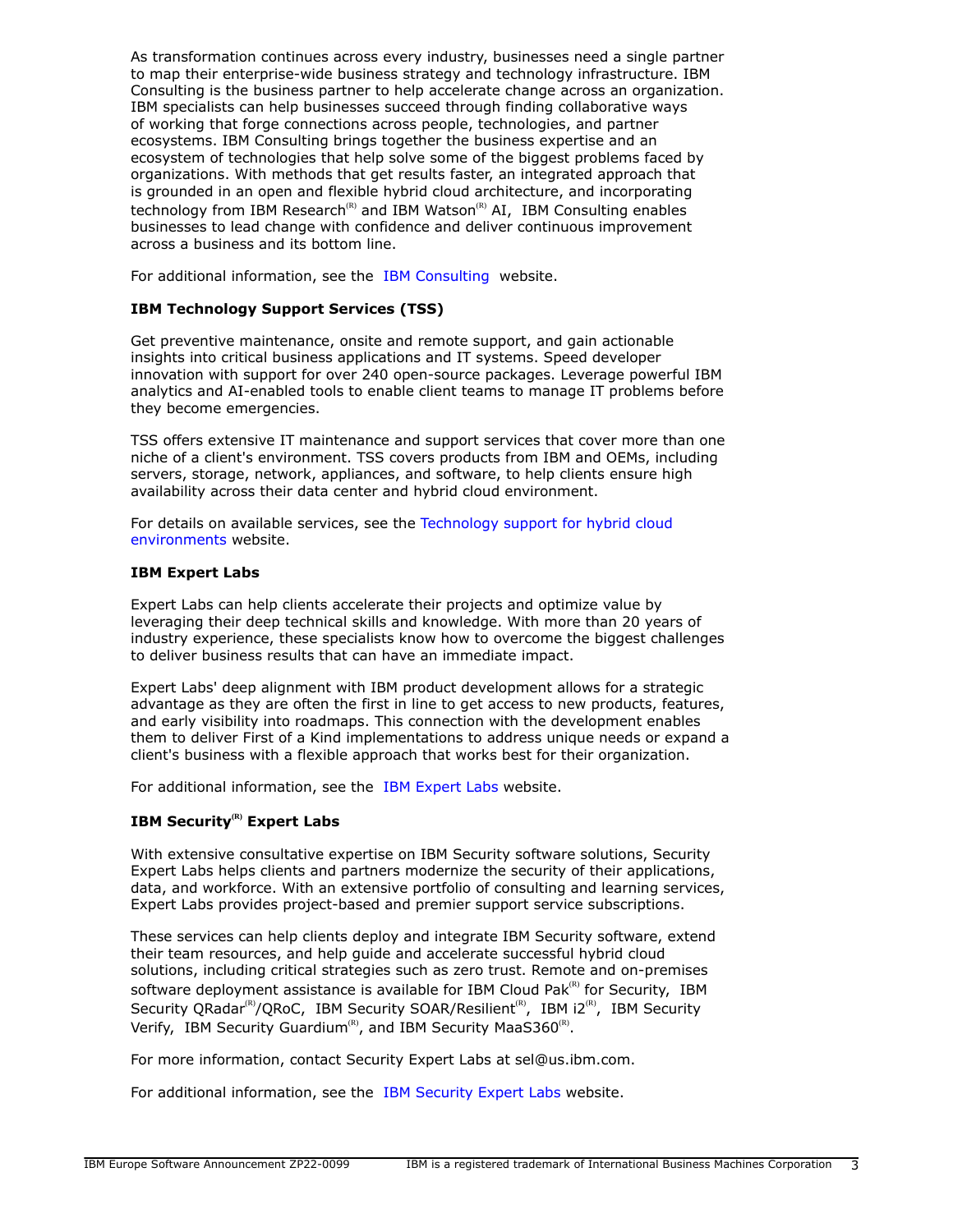As transformation continues across every industry, businesses need a single partner to map their enterprise-wide business strategy and technology infrastructure. IBM Consulting is the business partner to help accelerate change across an organization. IBM specialists can help businesses succeed through finding collaborative ways of working that forge connections across people, technologies, and partner ecosystems. IBM Consulting brings together the business expertise and an ecosystem of technologies that help solve some of the biggest problems faced by organizations. With methods that get results faster, an integrated approach that is grounded in an open and flexible hybrid cloud architecture, and incorporating technology from IBM Research(R) and IBM Watson(R) AI, IBM Consulting enables businesses to lead change with confidence and deliver continuous improvement across a business and its bottom line.

For additional information, see the IBM Consulting website.

**IBM Technology Support Services (TSS)**

Get preventive maintenance, onsite and remote support, and gain actionable insights into critical business applications and IT systems. Speed developer innovation with support for over 240 open-source packages. Leverage powerful IBM analytics and AI-enabled tools to enable client teams to manage IT problems before they become emergencies.

TSS offers extensive IT maintenance and support services that cover more than one niche of a client's environment. TSS covers products from IBM and OEMs, including servers, storage, network, appliances, and software, to help clients ensure high availability across their data center and hybrid cloud environment.

For details on available services, see the Technology support for hybrid cloud environments website.

**IBM Expert Labs**

Expert Labs can help clients accelerate their projects and optimize value by leveraging their deep technical skills and knowledge. With more than 20 years of industry experience, these specialists know how to overcome the biggest challenges to deliver business results that can have an immediate impact.

Expert Labs' deep alignment with IBM product development allows for a strategic advantage as they are often the first in line to get access to new products, features, and early visibility into roadmaps. This connection with the development enables them to deliver First of a Kind implementations to address unique needs or expand a client's business with a flexible approach that works best for their organization.

For additional information, see the IBM Expert Labs website.

**IBM Security(R) Expert Labs**

With extensive consultative expertise on IBM Security software solutions, Security Expert Labs helps clients and partners modernize the security of their applications, data, and workforce. With an extensive portfolio of consulting and learning services, Expert Labs provides project-based and premier support service subscriptions.

These services can help clients deploy and integrate IBM Security software, extend their team resources, and help guide and accelerate successful hybrid cloud solutions, including critical strategies such as zero trust. Remote and on-premises software deployment assistance is available for IBM Cloud Pak(R) for Security, IBM Security QRadar(R)/QRoC, IBM Security SOAR/Resilient(R), IBM i2(R), IBM Security Verify, IBM Security Guardium(R), and IBM Security MaaS360(R).

For more information, contact Security Expert Labs at sel@us.ibm.com.

For additional information, see the IBM Security Expert Labs website.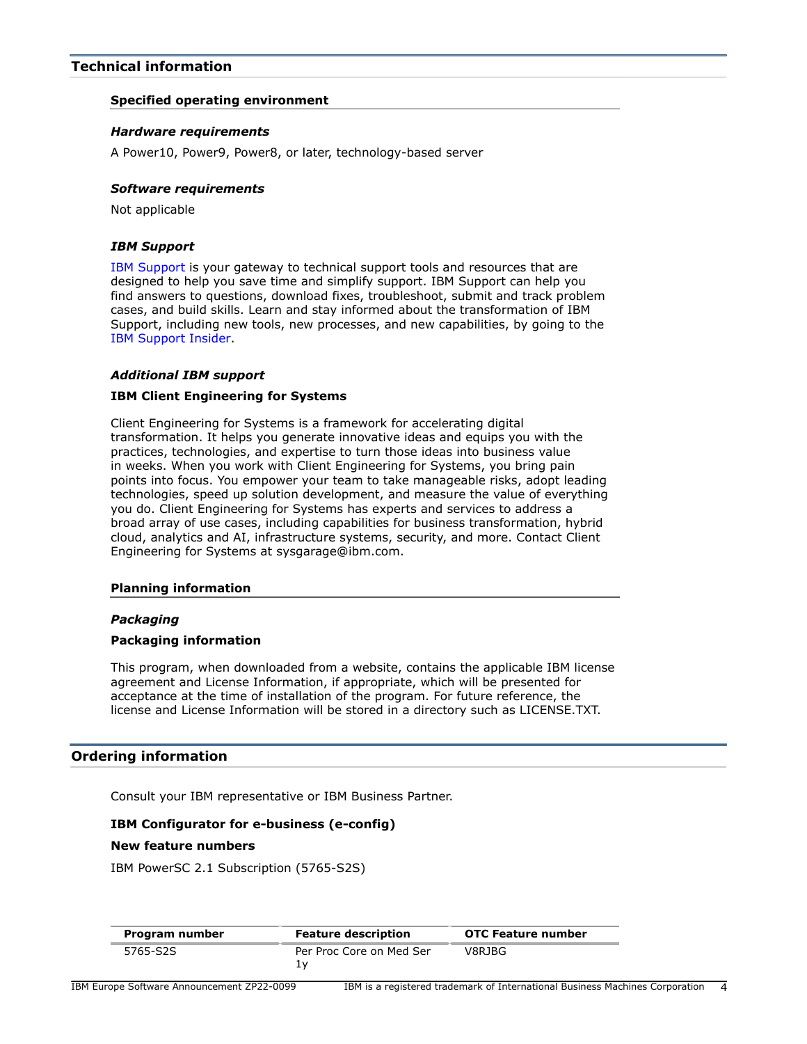## Technical information

### Specified operating environment

#### *Hardware requirements*

A Power10, Power9, Power8, or later, technology-based server

#### *Software requirements*

Not applicable

#### *IBM Support*

IBM Support is your gateway to technical support tools and resources that are designed to help you save time and simplify support. IBM Support can help you find answers to questions, download fixes, troubleshoot, submit and track problem cases, and build skills. Learn and stay informed about the transformation of IBM Support, including new tools, new processes, and new capabilities, by going to the IBM Support Insider.

#### *Additional IBM support*

**IBM Client Engineering for Systems**

Client Engineering for Systems is a framework for accelerating digital transformation. It helps you generate innovative ideas and equips you with the practices, technologies, and expertise to turn those ideas into business value in weeks. When you work with Client Engineering for Systems, you bring pain points into focus. You empower your team to take manageable risks, adopt leading technologies, speed up solution development, and measure the value of everything you do. Client Engineering for Systems has experts and services to address a broad array of use cases, including capabilities for business transformation, hybrid cloud, analytics and AI, infrastructure systems, security, and more. Contact Client Engineering for Systems at sysgarage@ibm.com.

### Planning information

#### *Packaging*

**Packaging information**

This program, when downloaded from a website, contains the applicable IBM license agreement and License Information, if appropriate, which will be presented for acceptance at the time of installation of the program. For future reference, the license and License Information will be stored in a directory such as LICENSE.TXT.

## Ordering information

Consult your IBM representative or IBM Business Partner.

**IBM Configurator for e-business (e-config)**

**New feature numbers**

IBM PowerSC 2.1 Subscription (5765-S2S)

| Program number | Feature description | OTC Feature number |
| --- | --- | --- |
| 5765-S2S | Per Proc Core on Med Ser 1y | V8RJBG |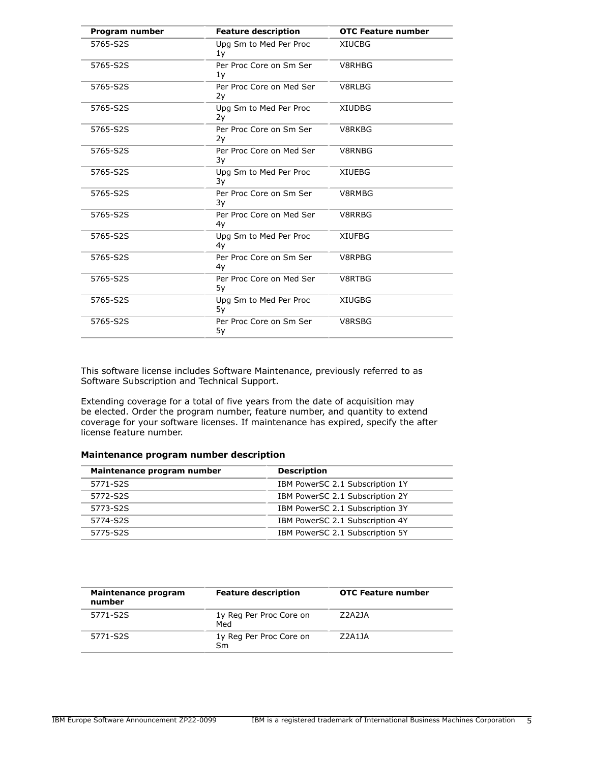| Program number | Feature description | OTC Feature number |
|---|---|---|
| 5765-S2S | Upg Sm to Med Per Proc 1y | XIUCBG |
| 5765-S2S | Per Proc Core on Sm Ser 1y | V8RHBG |
| 5765-S2S | Per Proc Core on Med Ser 2y | V8RLBG |
| 5765-S2S | Upg Sm to Med Per Proc 2y | XIUDBG |
| 5765-S2S | Per Proc Core on Sm Ser 2y | V8RKBG |
| 5765-S2S | Per Proc Core on Med Ser 3y | V8RNBG |
| 5765-S2S | Upg Sm to Med Per Proc 3y | XIUEBG |
| 5765-S2S | Per Proc Core on Sm Ser 3y | V8RMBG |
| 5765-S2S | Per Proc Core on Med Ser 4y | V8RRBG |
| 5765-S2S | Upg Sm to Med Per Proc 4y | XIUFBG |
| 5765-S2S | Per Proc Core on Sm Ser 4y | V8RPBG |
| 5765-S2S | Per Proc Core on Med Ser 5y | V8RTBG |
| 5765-S2S | Upg Sm to Med Per Proc 5y | XIUGBG |
| 5765-S2S | Per Proc Core on Sm Ser 5y | V8RSBG |

This software license includes Software Maintenance, previously referred to as Software Subscription and Technical Support.

Extending coverage for a total of five years from the date of acquisition may be elected. Order the program number, feature number, and quantity to extend coverage for your software licenses. If maintenance has expired, specify the after license feature number.

### Maintenance program number description

| Maintenance program number | Description |
|---|---|
| 5771-S2S | IBM PowerSC 2.1 Subscription 1Y |
| 5772-S2S | IBM PowerSC 2.1 Subscription 2Y |
| 5773-S2S | IBM PowerSC 2.1 Subscription 3Y |
| 5774-S2S | IBM PowerSC 2.1 Subscription 4Y |
| 5775-S2S | IBM PowerSC 2.1 Subscription 5Y |

| Maintenance program number | Feature description | OTC Feature number |
|---|---|---|
| 5771-S2S | 1y Reg Per Proc Core on Med | Z2A2JA |
| 5771-S2S | 1y Reg Per Proc Core on Sm | Z2A1JA |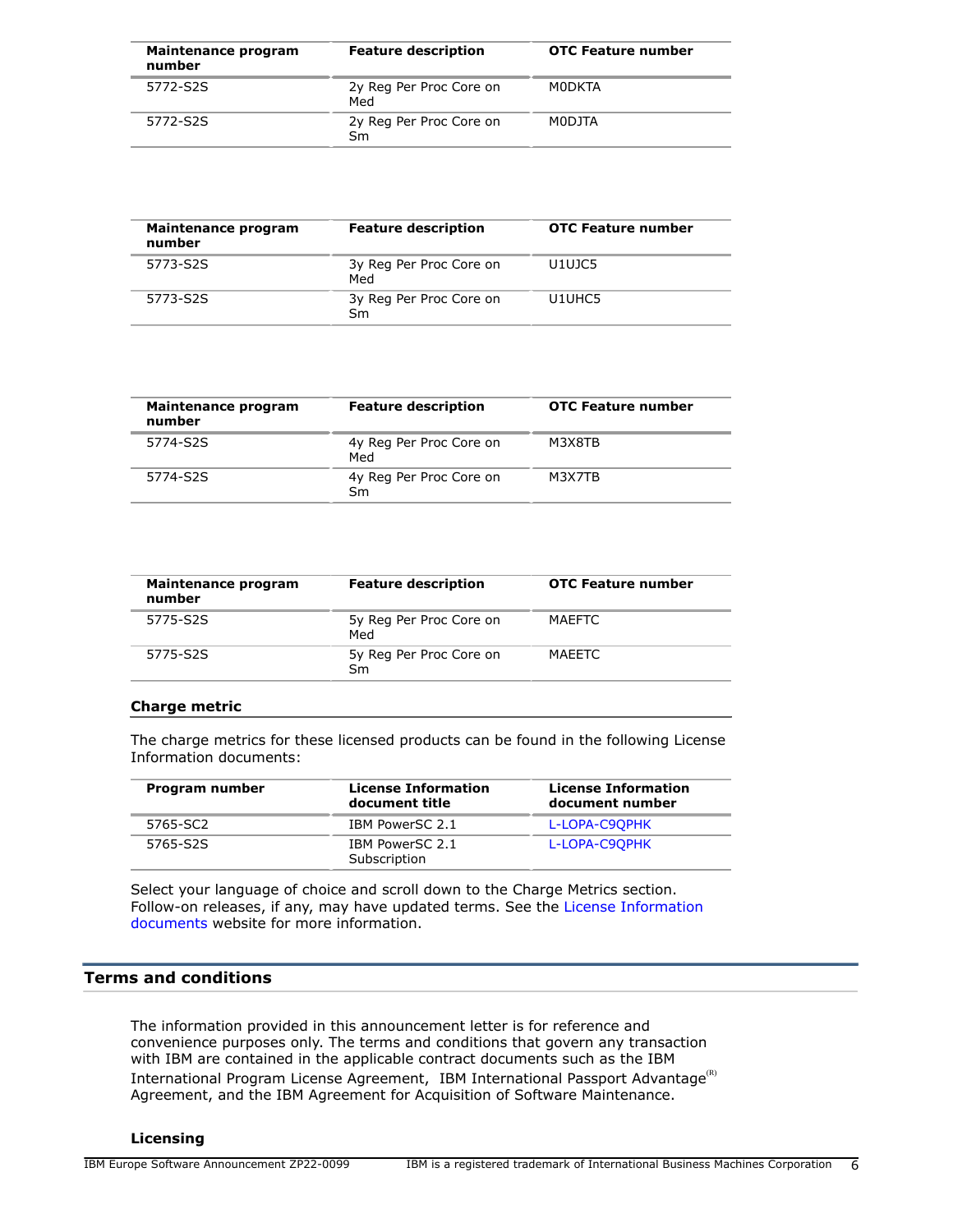| Maintenance program number | Feature description | OTC Feature number |
| --- | --- | --- |
| 5772-S2S | 2y Reg Per Proc Core on Med | M0DKTA |
| 5772-S2S | 2y Reg Per Proc Core on Sm | M0DJTA |

| Maintenance program number | Feature description | OTC Feature number |
| --- | --- | --- |
| 5773-S2S | 3y Reg Per Proc Core on Med | U1UJC5 |
| 5773-S2S | 3y Reg Per Proc Core on Sm | U1UHC5 |

| Maintenance program number | Feature description | OTC Feature number |
| --- | --- | --- |
| 5774-S2S | 4y Reg Per Proc Core on Med | M3X8TB |
| 5774-S2S | 4y Reg Per Proc Core on Sm | M3X7TB |

| Maintenance program number | Feature description | OTC Feature number |
| --- | --- | --- |
| 5775-S2S | 5y Reg Per Proc Core on Med | MAEFTC |
| 5775-S2S | 5y Reg Per Proc Core on Sm | MAEETC |

### Charge metric

The charge metrics for these licensed products can be found in the following License Information documents:

| Program number | License Information document title | License Information document number |
| --- | --- | --- |
| 5765-SC2 | IBM PowerSC 2.1 | L-LOPA-C9QPHK |
| 5765-S2S | IBM PowerSC 2.1 Subscription | L-LOPA-C9QPHK |

Select your language of choice and scroll down to the Charge Metrics section. Follow-on releases, if any, may have updated terms. See the License Information documents website for more information.

## Terms and conditions

The information provided in this announcement letter is for reference and convenience purposes only. The terms and conditions that govern any transaction with IBM are contained in the applicable contract documents such as the IBM International Program License Agreement, IBM International Passport Advantage(R) Agreement, and the IBM Agreement for Acquisition of Software Maintenance.

### Licensing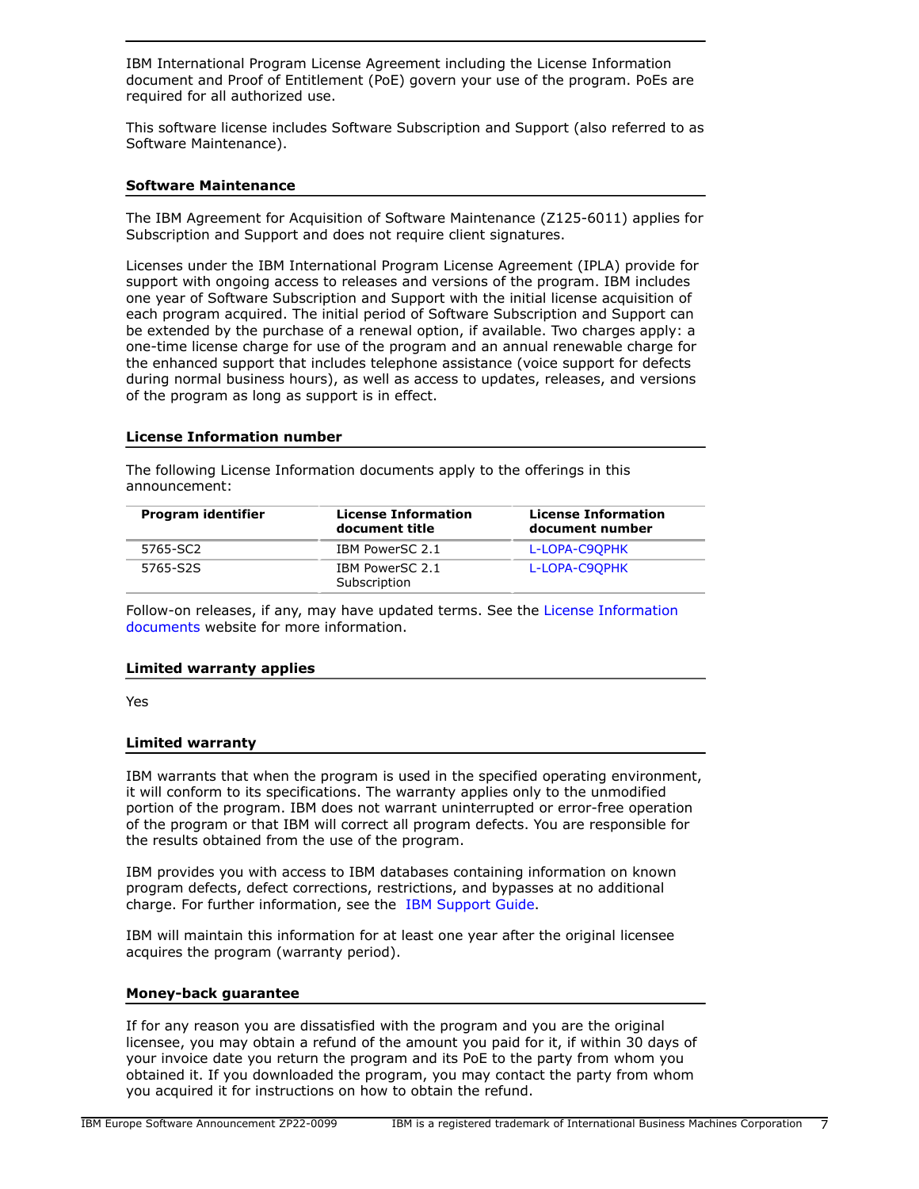IBM International Program License Agreement including the License Information document and Proof of Entitlement (PoE) govern your use of the program. PoEs are required for all authorized use.

This software license includes Software Subscription and Support (also referred to as Software Maintenance).

## Software Maintenance

The IBM Agreement for Acquisition of Software Maintenance (Z125-6011) applies for Subscription and Support and does not require client signatures.

Licenses under the IBM International Program License Agreement (IPLA) provide for support with ongoing access to releases and versions of the program. IBM includes one year of Software Subscription and Support with the initial license acquisition of each program acquired. The initial period of Software Subscription and Support can be extended by the purchase of a renewal option, if available. Two charges apply: a one-time license charge for use of the program and an annual renewable charge for the enhanced support that includes telephone assistance (voice support for defects during normal business hours), as well as access to updates, releases, and versions of the program as long as support is in effect.

## License Information number

The following License Information documents apply to the offerings in this announcement:

| Program identifier | License Information document title | License Information document number |
|---|---|---|
| 5765-SC2 | IBM PowerSC 2.1 | L-LOPA-C9QPHK |
| 5765-S2S | IBM PowerSC 2.1 Subscription | L-LOPA-C9QPHK |

Follow-on releases, if any, may have updated terms. See the License Information documents website for more information.

## Limited warranty applies

Yes

## Limited warranty

IBM warrants that when the program is used in the specified operating environment, it will conform to its specifications. The warranty applies only to the unmodified portion of the program. IBM does not warrant uninterrupted or error-free operation of the program or that IBM will correct all program defects. You are responsible for the results obtained from the use of the program.

IBM provides you with access to IBM databases containing information on known program defects, defect corrections, restrictions, and bypasses at no additional charge. For further information, see the IBM Support Guide.

IBM will maintain this information for at least one year after the original licensee acquires the program (warranty period).

## Money-back guarantee

If for any reason you are dissatisfied with the program and you are the original licensee, you may obtain a refund of the amount you paid for it, if within 30 days of your invoice date you return the program and its PoE to the party from whom you obtained it. If you downloaded the program, you may contact the party from whom you acquired it for instructions on how to obtain the refund.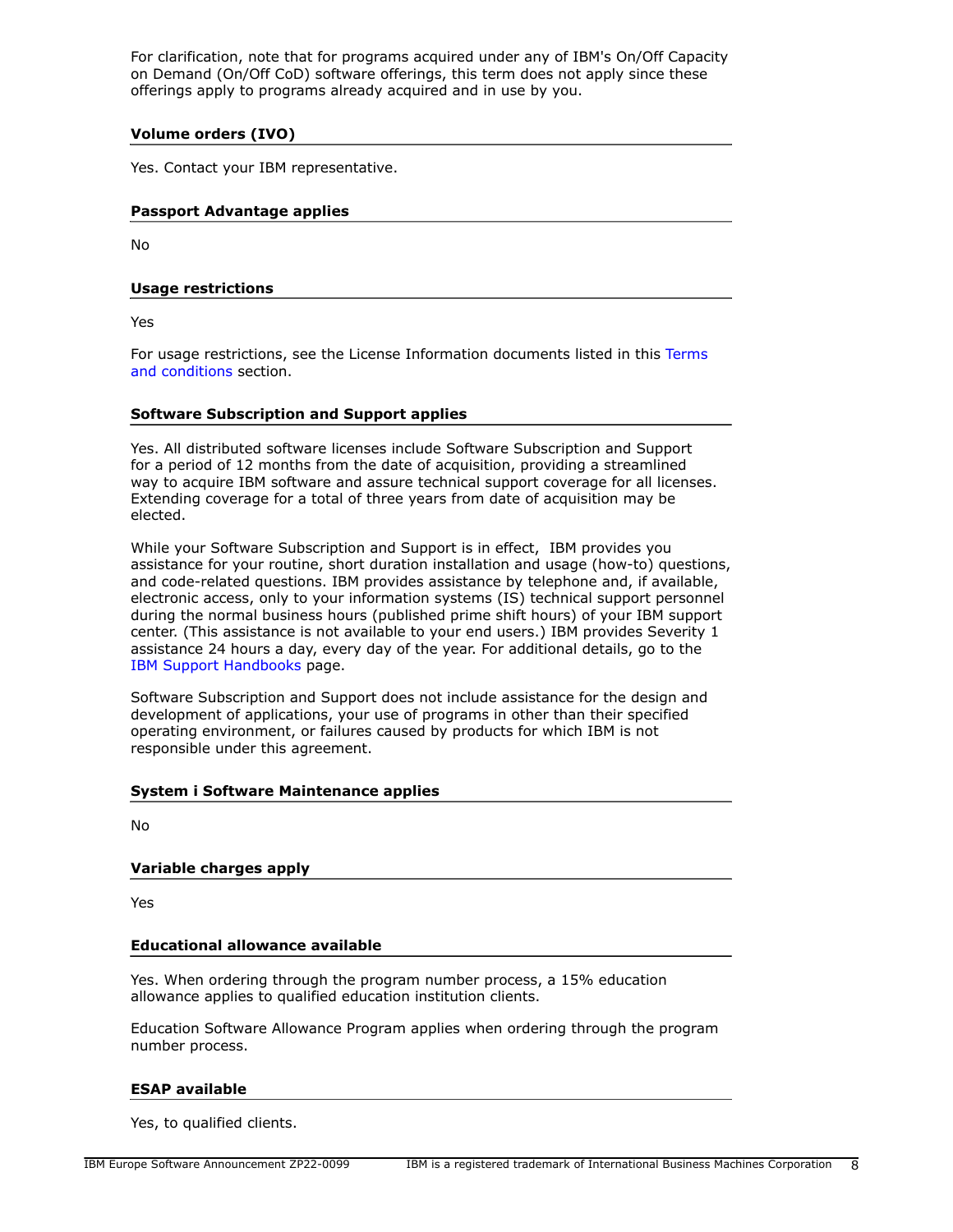For clarification, note that for programs acquired under any of IBM's On/Off Capacity on Demand (On/Off CoD) software offerings, this term does not apply since these offerings apply to programs already acquired and in use by you.

### Volume orders (IVO)

Yes. Contact your IBM representative.

### Passport Advantage applies

No

### Usage restrictions

Yes

For usage restrictions, see the License Information documents listed in this Terms and conditions section.

### Software Subscription and Support applies

Yes. All distributed software licenses include Software Subscription and Support for a period of 12 months from the date of acquisition, providing a streamlined way to acquire IBM software and assure technical support coverage for all licenses. Extending coverage for a total of three years from date of acquisition may be elected.

While your Software Subscription and Support is in effect, IBM provides you assistance for your routine, short duration installation and usage (how-to) questions, and code-related questions. IBM provides assistance by telephone and, if available, electronic access, only to your information systems (IS) technical support personnel during the normal business hours (published prime shift hours) of your IBM support center. (This assistance is not available to your end users.) IBM provides Severity 1 assistance 24 hours a day, every day of the year. For additional details, go to the IBM Support Handbooks page.

Software Subscription and Support does not include assistance for the design and development of applications, your use of programs in other than their specified operating environment, or failures caused by products for which IBM is not responsible under this agreement.

### System i Software Maintenance applies

No

### Variable charges apply

Yes

### Educational allowance available

Yes. When ordering through the program number process, a 15% education allowance applies to qualified education institution clients.

Education Software Allowance Program applies when ordering through the program number process.

### ESAP available

Yes, to qualified clients.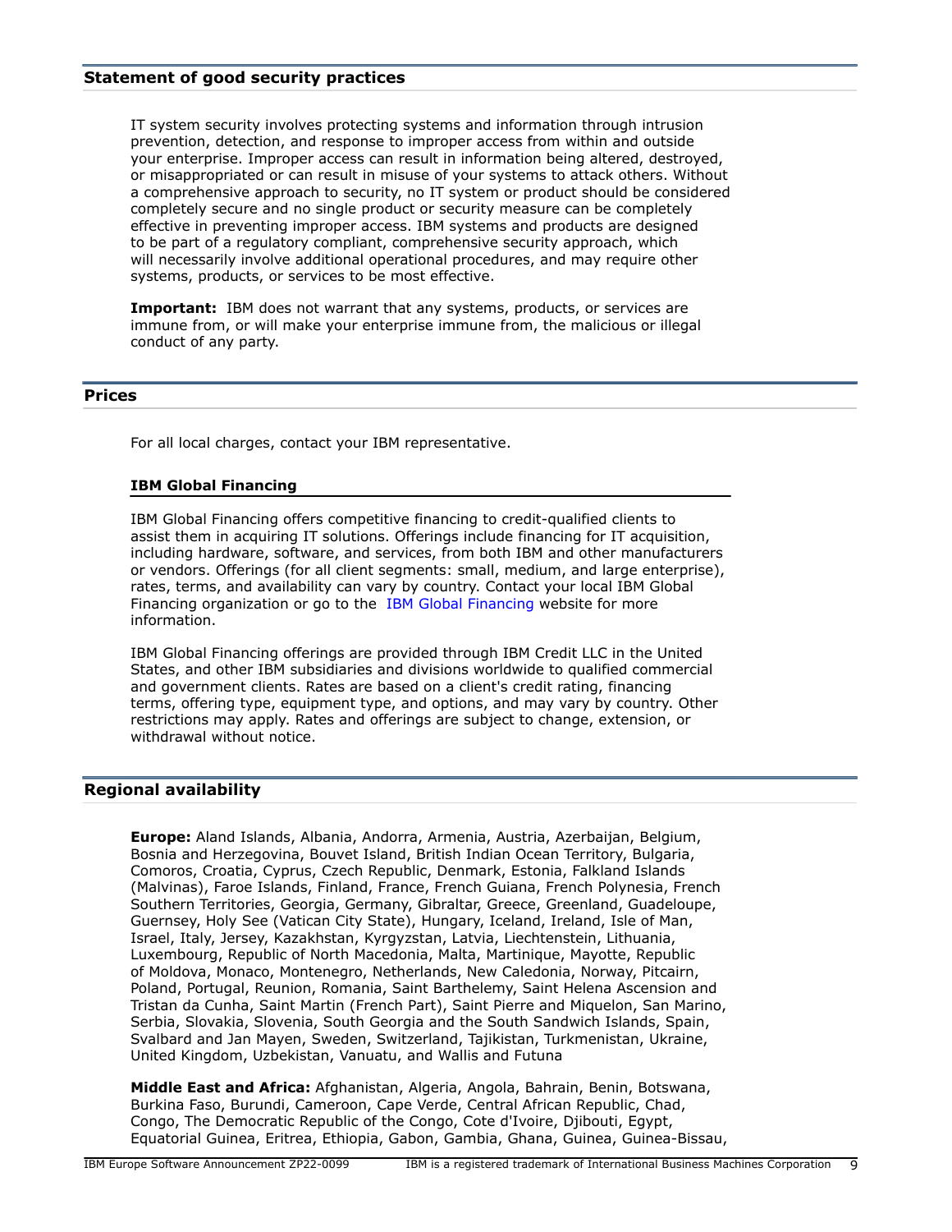## Statement of good security practices

IT system security involves protecting systems and information through intrusion prevention, detection, and response to improper access from within and outside your enterprise. Improper access can result in information being altered, destroyed, or misappropriated or can result in misuse of your systems to attack others. Without a comprehensive approach to security, no IT system or product should be considered completely secure and no single product or security measure can be completely effective in preventing improper access. IBM systems and products are designed to be part of a regulatory compliant, comprehensive security approach, which will necessarily involve additional operational procedures, and may require other systems, products, or services to be most effective.

**Important:** IBM does not warrant that any systems, products, or services are immune from, or will make your enterprise immune from, the malicious or illegal conduct of any party.

## Prices

For all local charges, contact your IBM representative.

### IBM Global Financing

IBM Global Financing offers competitive financing to credit-qualified clients to assist them in acquiring IT solutions. Offerings include financing for IT acquisition, including hardware, software, and services, from both IBM and other manufacturers or vendors. Offerings (for all client segments: small, medium, and large enterprise), rates, terms, and availability can vary by country. Contact your local IBM Global Financing organization or go to the IBM Global Financing website for more information.

IBM Global Financing offerings are provided through IBM Credit LLC in the United States, and other IBM subsidiaries and divisions worldwide to qualified commercial and government clients. Rates are based on a client's credit rating, financing terms, offering type, equipment type, and options, and may vary by country. Other restrictions may apply. Rates and offerings are subject to change, extension, or withdrawal without notice.

## Regional availability

**Europe:** Aland Islands, Albania, Andorra, Armenia, Austria, Azerbaijan, Belgium, Bosnia and Herzegovina, Bouvet Island, British Indian Ocean Territory, Bulgaria, Comoros, Croatia, Cyprus, Czech Republic, Denmark, Estonia, Falkland Islands (Malvinas), Faroe Islands, Finland, France, French Guiana, French Polynesia, French Southern Territories, Georgia, Germany, Gibraltar, Greece, Greenland, Guadeloupe, Guernsey, Holy See (Vatican City State), Hungary, Iceland, Ireland, Isle of Man, Israel, Italy, Jersey, Kazakhstan, Kyrgyzstan, Latvia, Liechtenstein, Lithuania, Luxembourg, Republic of North Macedonia, Malta, Martinique, Mayotte, Republic of Moldova, Monaco, Montenegro, Netherlands, New Caledonia, Norway, Pitcairn, Poland, Portugal, Reunion, Romania, Saint Barthelemy, Saint Helena Ascension and Tristan da Cunha, Saint Martin (French Part), Saint Pierre and Miquelon, San Marino, Serbia, Slovakia, Slovenia, South Georgia and the South Sandwich Islands, Spain, Svalbard and Jan Mayen, Sweden, Switzerland, Tajikistan, Turkmenistan, Ukraine, United Kingdom, Uzbekistan, Vanuatu, and Wallis and Futuna

**Middle East and Africa:** Afghanistan, Algeria, Angola, Bahrain, Benin, Botswana, Burkina Faso, Burundi, Cameroon, Cape Verde, Central African Republic, Chad, Congo, The Democratic Republic of the Congo, Cote d'Ivoire, Djibouti, Egypt, Equatorial Guinea, Eritrea, Ethiopia, Gabon, Gambia, Ghana, Guinea, Guinea-Bissau,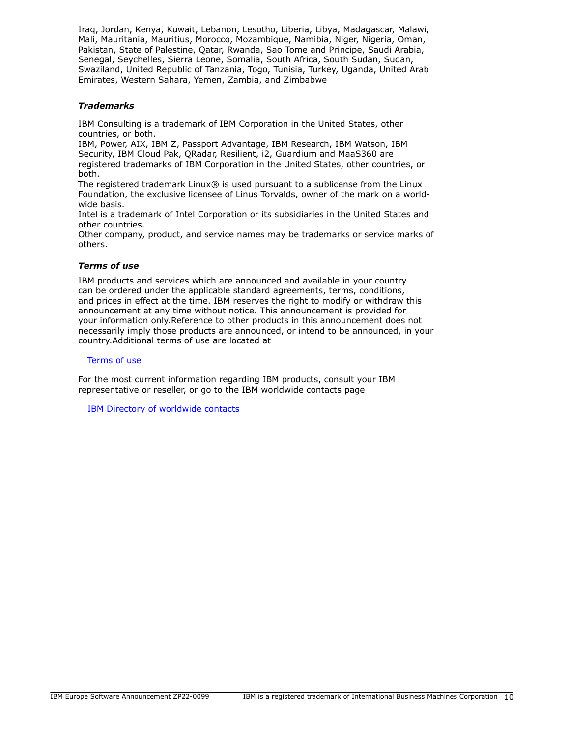Iraq, Jordan, Kenya, Kuwait, Lebanon, Lesotho, Liberia, Libya, Madagascar, Malawi, Mali, Mauritania, Mauritius, Morocco, Mozambique, Namibia, Niger, Nigeria, Oman, Pakistan, State of Palestine, Qatar, Rwanda, Sao Tome and Principe, Saudi Arabia, Senegal, Seychelles, Sierra Leone, Somalia, South Africa, South Sudan, Sudan, Swaziland, United Republic of Tanzania, Togo, Tunisia, Turkey, Uganda, United Arab Emirates, Western Sahara, Yemen, Zambia, and Zimbabwe

### *Trademarks*

IBM Consulting is a trademark of IBM Corporation in the United States, other countries, or both.
IBM, Power, AIX, IBM Z, Passport Advantage, IBM Research, IBM Watson, IBM Security, IBM Cloud Pak, QRadar, Resilient, i2, Guardium and MaaS360 are registered trademarks of IBM Corporation in the United States, other countries, or both.
The registered trademark Linux® is used pursuant to a sublicense from the Linux Foundation, the exclusive licensee of Linus Torvalds, owner of the mark on a world-wide basis.
Intel is a trademark of Intel Corporation or its subsidiaries in the United States and other countries.
Other company, product, and service names may be trademarks or service marks of others.

### *Terms of use*

IBM products and services which are announced and available in your country can be ordered under the applicable standard agreements, terms, conditions, and prices in effect at the time. IBM reserves the right to modify or withdraw this announcement at any time without notice. This announcement is provided for your information only.Reference to other products in this announcement does not necessarily imply those products are announced, or intend to be announced, in your country.Additional terms of use are located at

Terms of use

For the most current information regarding IBM products, consult your IBM representative or reseller, or go to the IBM worldwide contacts page

IBM Directory of worldwide contacts